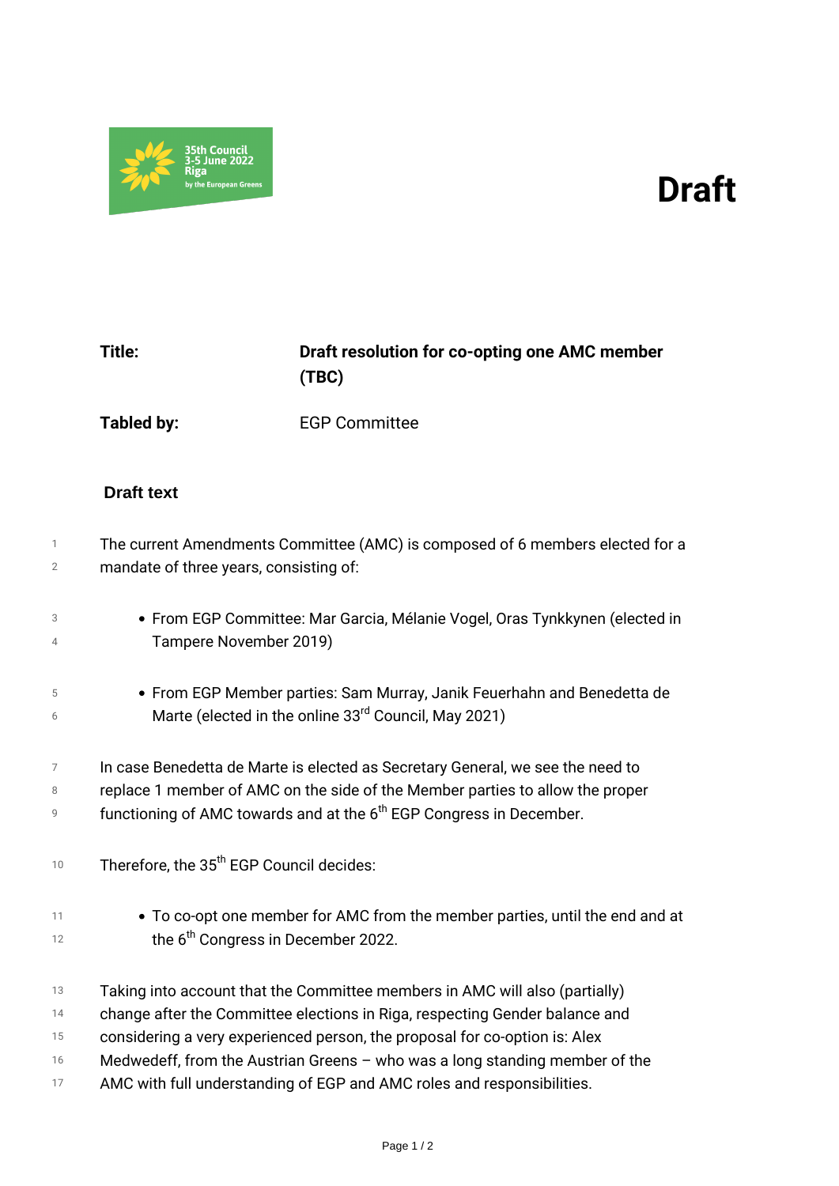35th Council
3-5 June 2022
Riga
by the European Greens

# Draft

| | |
|---|---|
| **Title:** | **Draft resolution for co-opting one AMC member (TBC)** |
| **Tabled by:** | EGP Committee |

### Draft text

The current Amendments Committee (AMC) is composed of 6 members elected for a mandate of three years, consisting of:

- From EGP Committee: Mar Garcia, Mélanie Vogel, Oras Tynkkynen (elected in Tampere November 2019)

- From EGP Member parties: Sam Murray, Janik Feuerhahn and Benedetta de Marte (elected in the online 33rd Council, May 2021)

In case Benedetta de Marte is elected as Secretary General, we see the need to replace 1 member of AMC on the side of the Member parties to allow the proper functioning of AMC towards and at the 6th EGP Congress in December.

Therefore, the 35th EGP Council decides:

- To co-opt one member for AMC from the member parties, until the end and at the 6th Congress in December 2022.

Taking into account that the Committee members in AMC will also (partially) change after the Committee elections in Riga, respecting Gender balance and considering a very experienced person, the proposal for co-option is: Alex Medwedeff, from the Austrian Greens – who was a long standing member of the AMC with full understanding of EGP and AMC roles and responsibilities.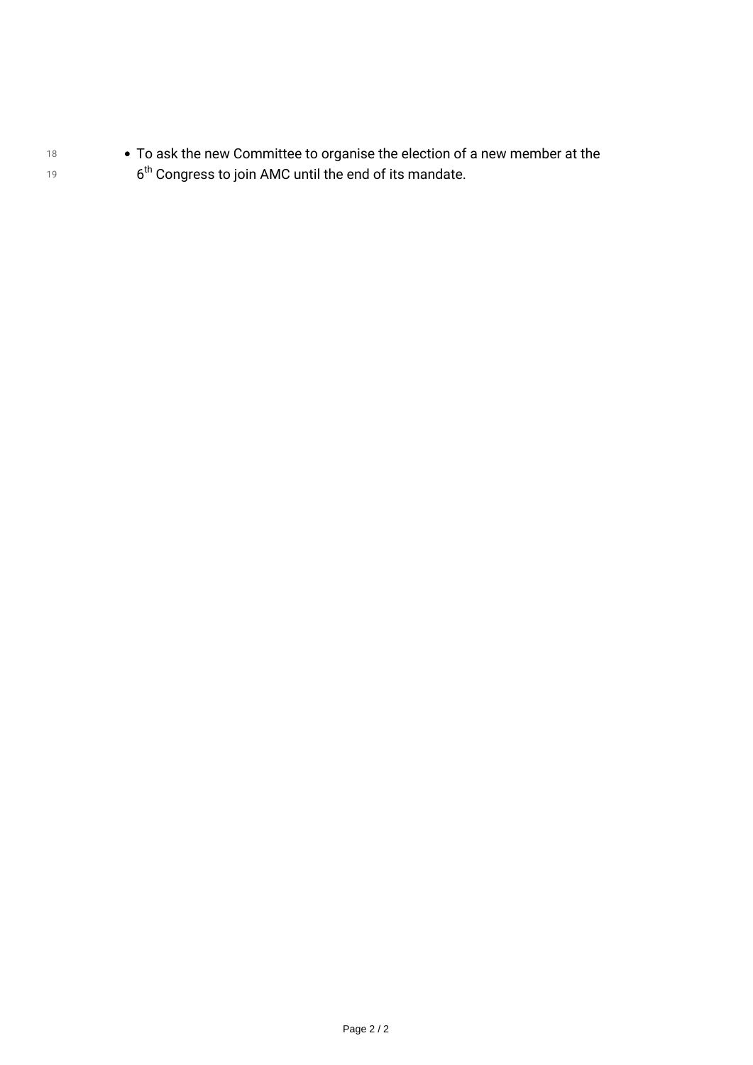- To ask the new Committee to organise the election of a new member at the 6th Congress to join AMC until the end of its mandate.